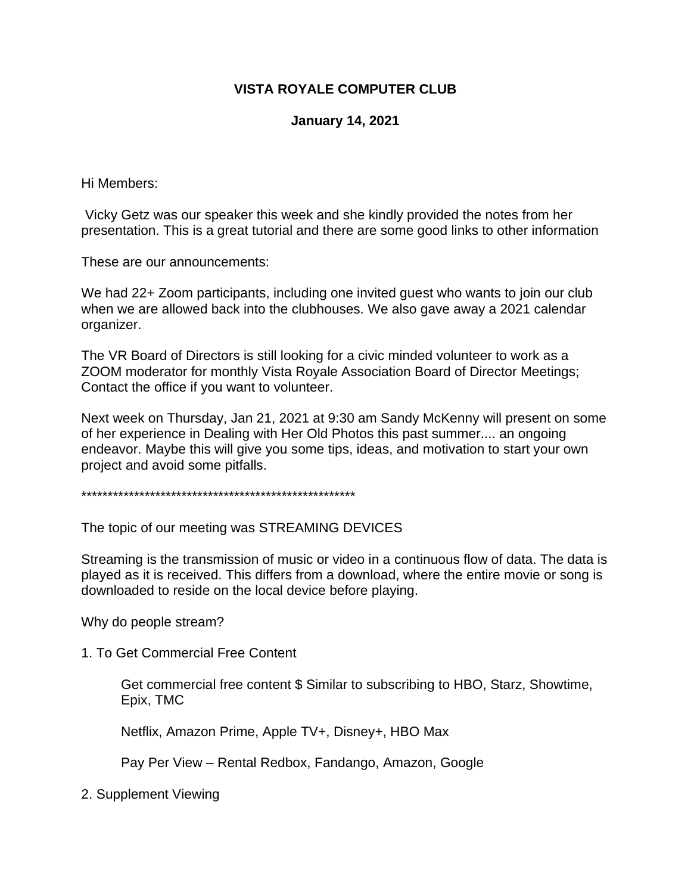# VISTA ROYALE COMPUTER CLUB

## January 14, 2021

Hi Members:

Vicky Getz was our speaker this week and she kindly provided the notes from her presentation. This is a great tutorial and there are some good links to other information

These are our announcements:

We had 22+ Zoom participants, including one invited guest who wants to join our club when we are allowed back into the clubhouses. We also gave away a 2021 calendar organizer.

The VR Board of Directors is still looking for a civic minded volunteer to work as a ZOOM moderator for monthly Vista Royale Association Board of Director Meetings; Contact the office if you want to volunteer.

Next week on Thursday, Jan 21, 2021 at 9:30 am Sandy McKenny will present on some of her experience in Dealing with Her Old Photos this past summer.... an ongoing endeavor. Maybe this will give you some tips, ideas, and motivation to start your own project and avoid some pitfalls.

*****************************************************

The topic of our meeting was STREAMING DEVICES

Streaming is the transmission of music or video in a continuous flow of data. The data is played as it is received. This differs from a download, where the entire movie or song is downloaded to reside on the local device before playing.

Why do people stream?

1. To Get Commercial Free Content

    Get commercial free content $ Similar to subscribing to HBO, Starz, Showtime, Epix, TMC

    Netflix, Amazon Prime, Apple TV+, Disney+, HBO Max

    Pay Per View – Rental Redbox, Fandango, Amazon, Google

2. Supplement Viewing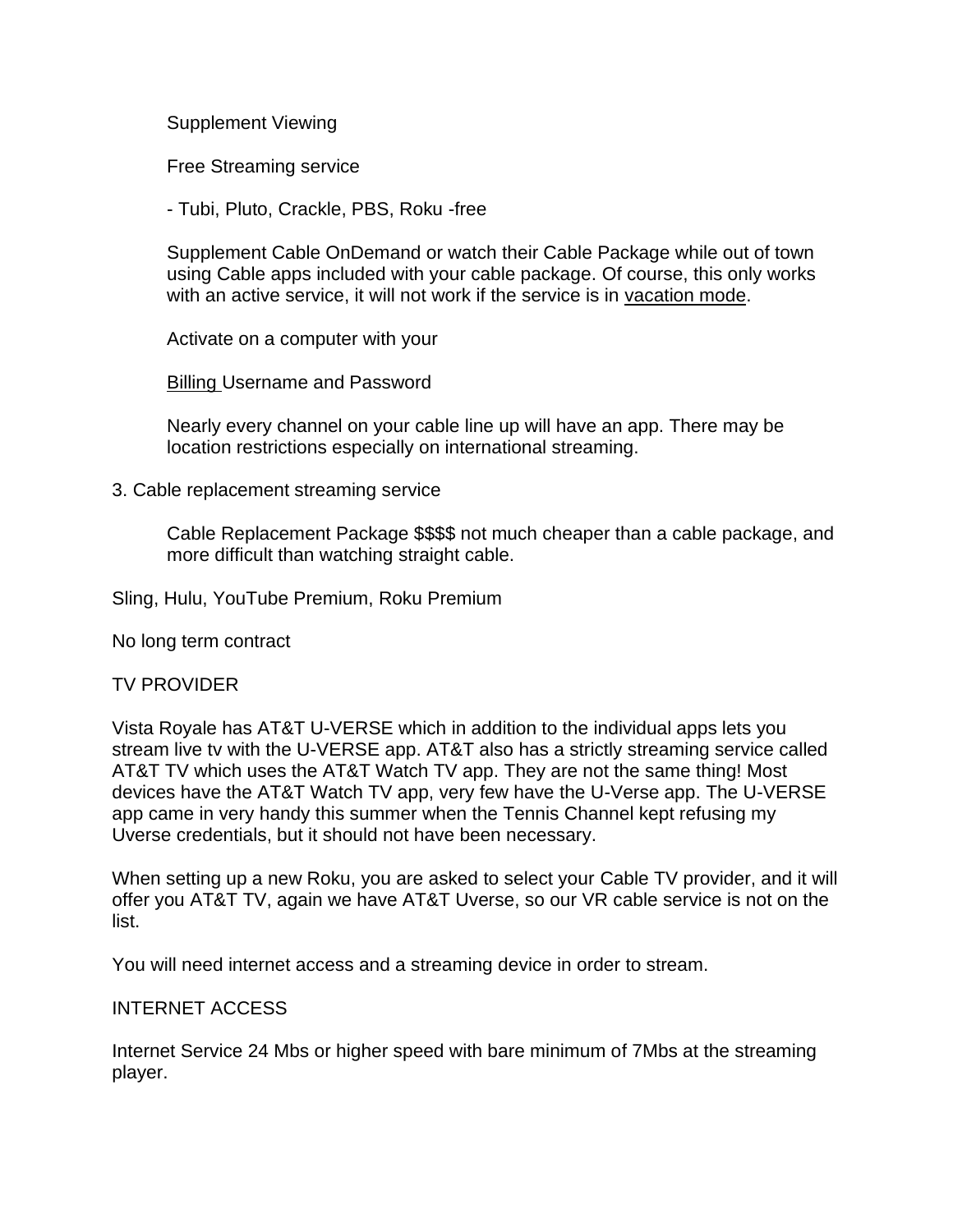Supplement Viewing

Free Streaming service

- Tubi, Pluto, Crackle, PBS, Roku -free

Supplement Cable OnDemand or watch their Cable Package while out of town using Cable apps included with your cable package. Of course, this only works with an active service, it will not work if the service is in vacation mode.

Activate on a computer with your

Billing Username and Password

Nearly every channel on your cable line up will have an app. There may be location restrictions especially on international streaming.

3. Cable replacement streaming service

Cable Replacement Package $$$$ not much cheaper than a cable package, and more difficult than watching straight cable.

Sling, Hulu, YouTube Premium, Roku Premium

No long term contract

TV PROVIDER

Vista Royale has AT&T U-VERSE which in addition to the individual apps lets you stream live tv with the U-VERSE app. AT&T also has a strictly streaming service called AT&T TV which uses the AT&T Watch TV app. They are not the same thing! Most devices have the AT&T Watch TV app, very few have the U-Verse app. The U-VERSE app came in very handy this summer when the Tennis Channel kept refusing my Uverse credentials, but it should not have been necessary.

When setting up a new Roku, you are asked to select your Cable TV provider, and it will offer you AT&T TV, again we have AT&T Uverse, so our VR cable service is not on the list.

You will need internet access and a streaming device in order to stream.

INTERNET ACCESS

Internet Service 24 Mbs or higher speed with bare minimum of 7Mbs at the streaming player.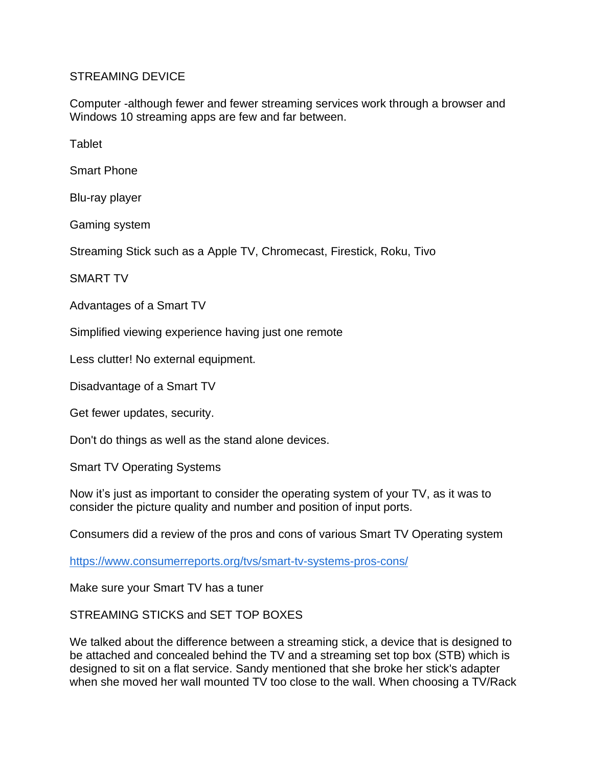## STREAMING DEVICE

Computer -although fewer and fewer streaming services work through a browser and Windows 10 streaming apps are few and far between.

Tablet

Smart Phone

Blu-ray player

Gaming system

Streaming Stick such as a Apple TV, Chromecast, Firestick, Roku, Tivo

## SMART TV

### Advantages of a Smart TV

Simplified viewing experience having just one remote

Less clutter! No external equipment.

### Disadvantage of a Smart TV

Get fewer updates, security.

Don't do things as well as the stand alone devices.

### Smart TV Operating Systems

Now it's just as important to consider the operating system of your TV, as it was to consider the picture quality and number and position of input ports.

Consumers did a review of the pros and cons of various Smart TV Operating system

https://www.consumerreports.org/tvs/smart-tv-systems-pros-cons/

Make sure your Smart TV has a tuner

## STREAMING STICKS and SET TOP BOXES

We talked about the difference between a streaming stick, a device that is designed to be attached and concealed behind the TV and a streaming set top box (STB) which is designed to sit on a flat service. Sandy mentioned that she broke her stick's adapter when she moved her wall mounted TV too close to the wall. When choosing a TV/Rack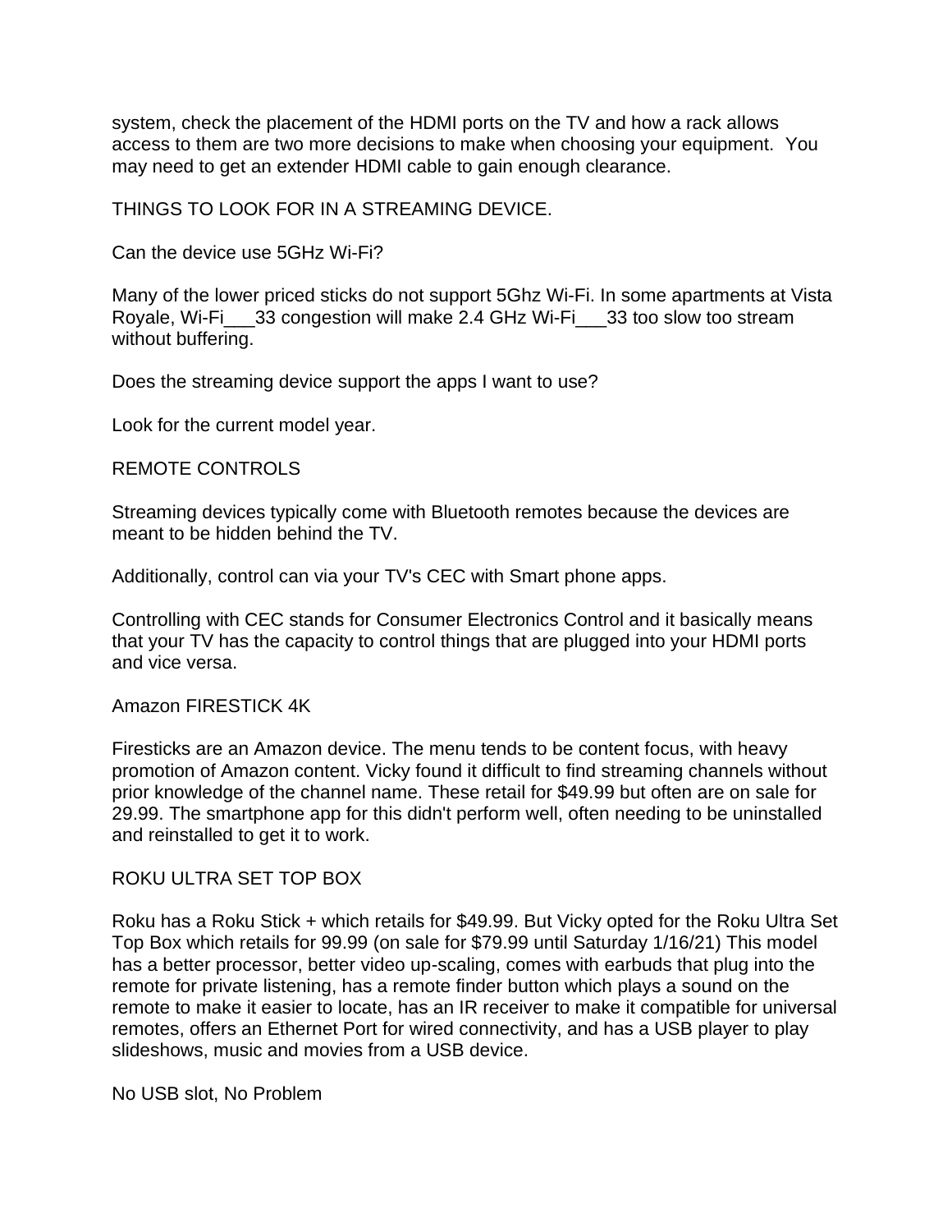system, check the placement of the HDMI ports on the TV and how a rack allows access to them are two more decisions to make when choosing your equipment.  You may need to get an extender HDMI cable to gain enough clearance.

THINGS TO LOOK FOR IN A STREAMING DEVICE.

Can the device use 5GHz Wi-Fi?

Many of the lower priced sticks do not support 5Ghz Wi-Fi. In some apartments at Vista Royale, Wi-Fi___33 congestion will make 2.4 GHz Wi-Fi___33 too slow too stream without buffering.

Does the streaming device support the apps I want to use?

Look for the current model year.

REMOTE CONTROLS

Streaming devices typically come with Bluetooth remotes because the devices are meant to be hidden behind the TV.

Additionally, control can via your TV's CEC with Smart phone apps.

Controlling with CEC stands for Consumer Electronics Control and it basically means that your TV has the capacity to control things that are plugged into your HDMI ports and vice versa.

Amazon FIRESTICK 4K

Firesticks are an Amazon device. The menu tends to be content focus, with heavy promotion of Amazon content. Vicky found it difficult to find streaming channels without prior knowledge of the channel name. These retail for $49.99 but often are on sale for 29.99. The smartphone app for this didn't perform well, often needing to be uninstalled and reinstalled to get it to work.

ROKU ULTRA SET TOP BOX

Roku has a Roku Stick + which retails for $49.99. But Vicky opted for the Roku Ultra Set Top Box which retails for 99.99 (on sale for $79.99 until Saturday 1/16/21) This model has a better processor, better video up-scaling, comes with earbuds that plug into the remote for private listening, has a remote finder button which plays a sound on the remote to make it easier to locate, has an IR receiver to make it compatible for universal remotes, offers an Ethernet Port for wired connectivity, and has a USB player to play slideshows, music and movies from a USB device.

No USB slot, No Problem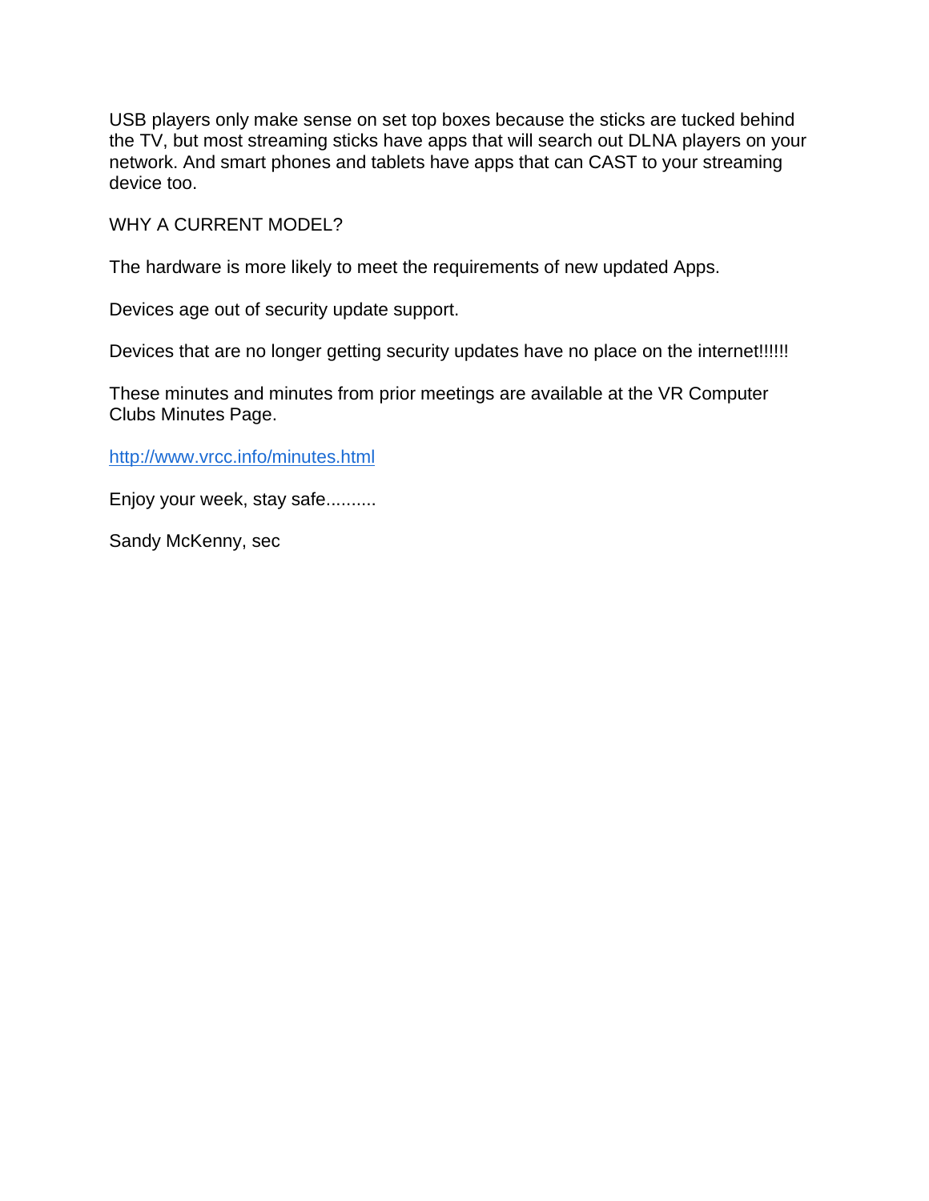USB players only make sense on set top boxes because the sticks are tucked behind the TV, but most streaming sticks have apps that will search out DLNA players on your network. And smart phones and tablets have apps that can CAST to your streaming device too.

WHY A CURRENT MODEL?

The hardware is more likely to meet the requirements of new updated Apps.

Devices age out of security update support.

Devices that are no longer getting security updates have no place on the internet!!!!!!

These minutes and minutes from prior meetings are available at the VR Computer Clubs Minutes Page.

[http://www.vrcc.info/minutes.html](http://www.vrcc.info/minutes.html)

Enjoy your week, stay safe..........

Sandy McKenny, sec